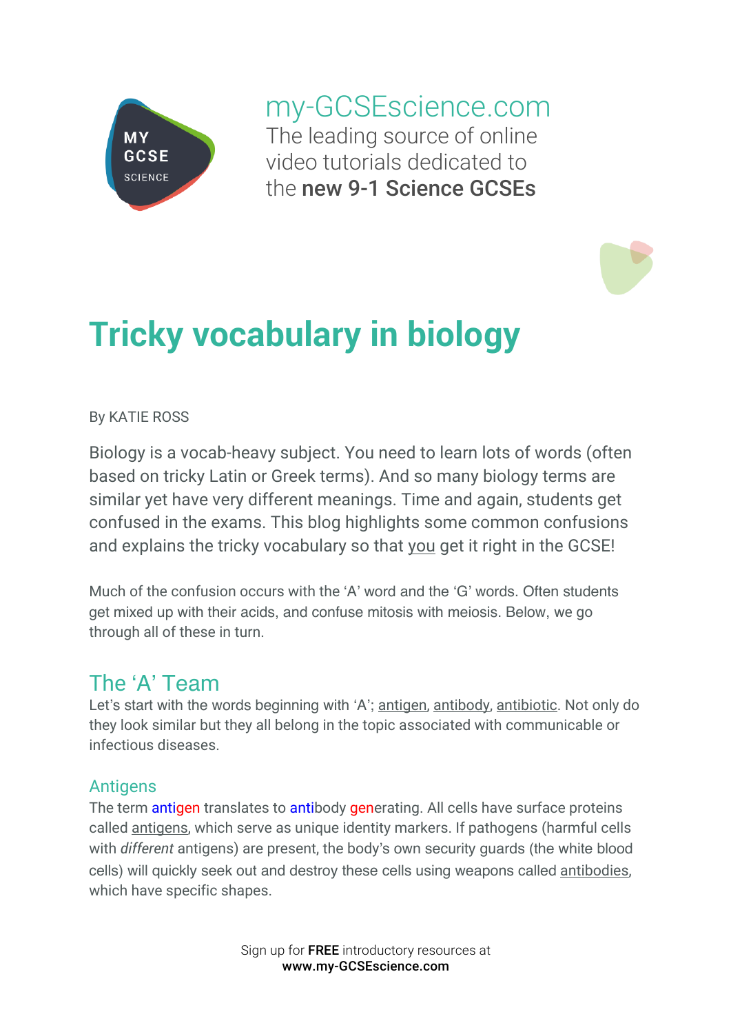my-GCSEscience.com
The leading source of online video tutorials dedicated to the **new 9-1 Science GCSEs**

# Tricky vocabulary in biology

By KATIE ROSS

Biology is a vocab-heavy subject. You need to learn lots of words (often based on tricky Latin or Greek terms). And so many biology terms are similar yet have very different meanings. Time and again, students get confused in the exams. This blog highlights some common confusions and explains the tricky vocabulary so that you get it right in the GCSE!

Much of the confusion occurs with the 'A' word and the 'G' words. Often students get mixed up with their acids, and confuse mitosis with meiosis. Below, we go through all of these in turn.

## The 'A' Team

Let's start with the words beginning with 'A'; antigen, antibody, antibiotic. Not only do they look similar but they all belong in the topic associated with communicable or infectious diseases.

### Antigens

The term antigen translates to antibody generating. All cells have surface proteins called antigens, which serve as unique identity markers. If pathogens (harmful cells with *different* antigens) are present, the body's own security guards (the white blood cells) will quickly seek out and destroy these cells using weapons called antibodies, which have specific shapes.

Sign up for **FREE** introductory resources at **www.my-GCSEscience.com**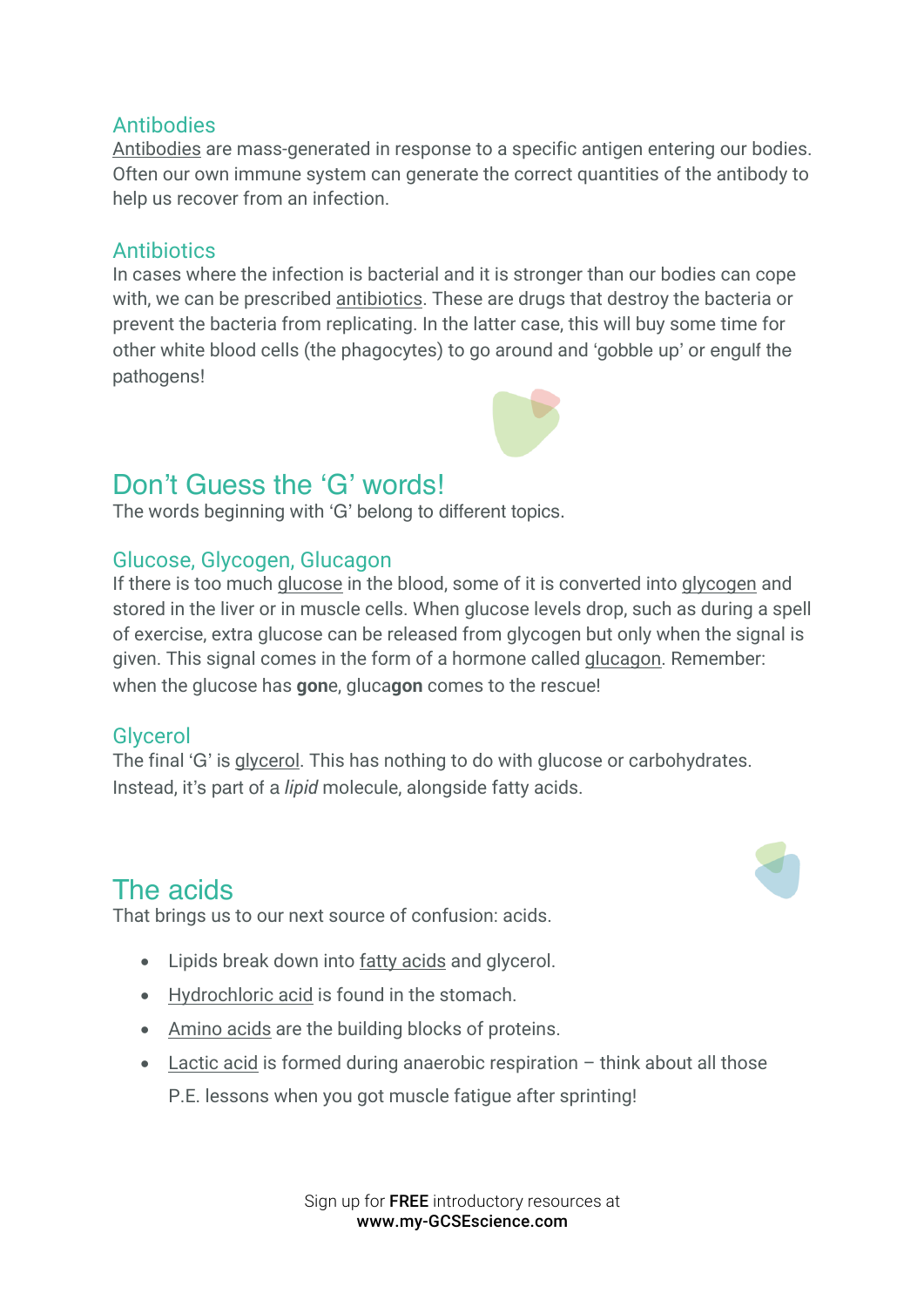### Antibodies

Antibodies are mass-generated in response to a specific antigen entering our bodies. Often our own immune system can generate the correct quantities of the antibody to help us recover from an infection.

### Antibiotics

In cases where the infection is bacterial and it is stronger than our bodies can cope with, we can be prescribed antibiotics. These are drugs that destroy the bacteria or prevent the bacteria from replicating. In the latter case, this will buy some time for other white blood cells (the phagocytes) to go around and 'gobble up' or engulf the pathogens!

## Don't Guess the 'G' words!

The words beginning with 'G' belong to different topics.

### Glucose, Glycogen, Glucagon

If there is too much glucose in the blood, some of it is converted into glycogen and stored in the liver or in muscle cells. When glucose levels drop, such as during a spell of exercise, extra glucose can be released from glycogen but only when the signal is given. This signal comes in the form of a hormone called glucagon. Remember: when the glucose has **gon**e, gluca**gon** comes to the rescue!

### Glycerol

The final 'G' is glycerol. This has nothing to do with glucose or carbohydrates. Instead, it's part of a *lipid* molecule, alongside fatty acids.

## The acids

That brings us to our next source of confusion: acids.

- Lipids break down into fatty acids and glycerol.
- Hydrochloric acid is found in the stomach.
- Amino acids are the building blocks of proteins.
- Lactic acid is formed during anaerobic respiration – think about all those P.E. lessons when you got muscle fatigue after sprinting!

Sign up for **FREE** introductory resources at
**www.my-GCSEscience.com**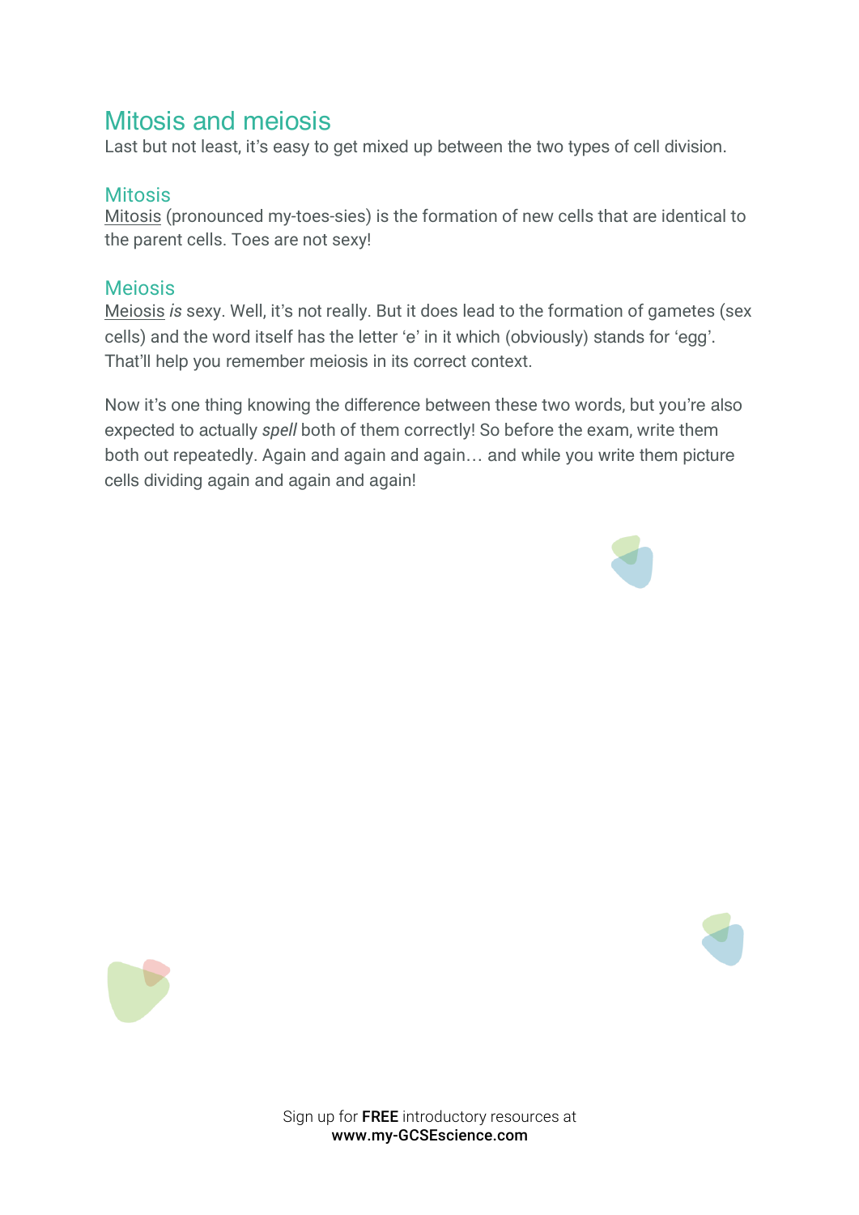## Mitosis and meiosis

Last but not least, it's easy to get mixed up between the two types of cell division.

### Mitosis

Mitosis (pronounced my-toes-sies) is the formation of new cells that are identical to the parent cells. Toes are not sexy!

### Meiosis

Meiosis *is* sexy. Well, it's not really. But it does lead to the formation of gametes (sex cells) and the word itself has the letter 'e' in it which (obviously) stands for 'egg'. That'll help you remember meiosis in its correct context.

Now it's one thing knowing the difference between these two words, but you're also expected to actually *spell* both of them correctly! So before the exam, write them both out repeatedly. Again and again and again… and while you write them picture cells dividing again and again and again!

Sign up for **FREE** introductory resources at
**www.my-GCSEscience.com**